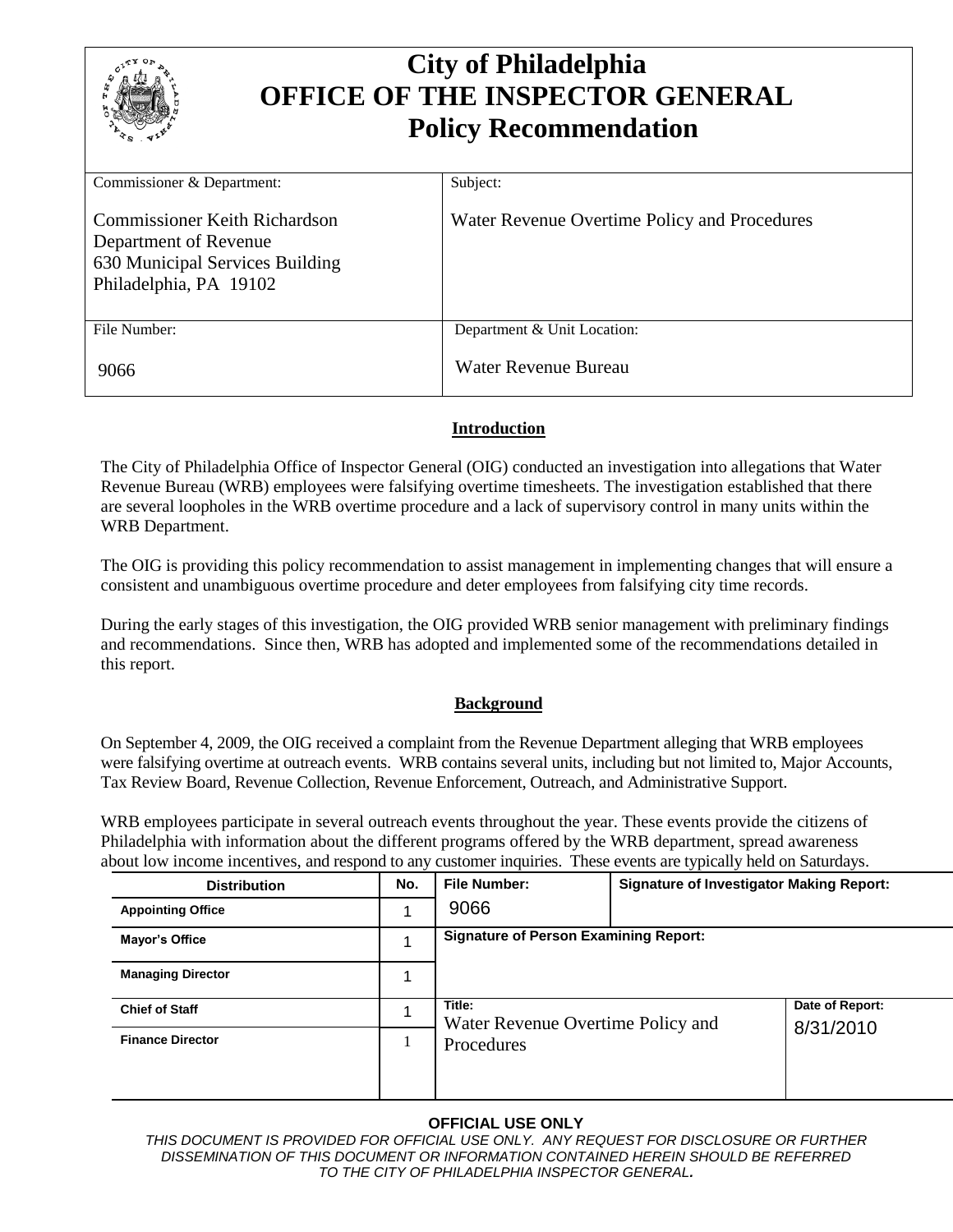# City of Philadelphia
# OFFICE OF THE INSPECTOR GENERAL
# Policy Recommendation

| Commissioner & Department: | Subject: |
|---|---|
| Commissioner Keith Richardson<br>Department of Revenue<br>630 Municipal Services Building<br>Philadelphia, PA 19102 | Water Revenue Overtime Policy and Procedures |
| **File Number:** | **Department & Unit Location:** |
| 9066 | Water Revenue Bureau |

## Introduction

The City of Philadelphia Office of Inspector General (OIG) conducted an investigation into allegations that Water Revenue Bureau (WRB) employees were falsifying overtime timesheets. The investigation established that there are several loopholes in the WRB overtime procedure and a lack of supervisory control in many units within the WRB Department.

The OIG is providing this policy recommendation to assist management in implementing changes that will ensure a consistent and unambiguous overtime procedure and deter employees from falsifying city time records.

During the early stages of this investigation, the OIG provided WRB senior management with preliminary findings and recommendations. Since then, WRB has adopted and implemented some of the recommendations detailed in this report.

## Background

On September 4, 2009, the OIG received a complaint from the Revenue Department alleging that WRB employees were falsifying overtime at outreach events. WRB contains several units, including but not limited to, Major Accounts, Tax Review Board, Revenue Collection, Revenue Enforcement, Outreach, and Administrative Support.

WRB employees participate in several outreach events throughout the year. These events provide the citizens of Philadelphia with information about the different programs offered by the WRB department, spread awareness about low income incentives, and respond to any customer inquiries. These events are typically held on Saturdays.

| Distribution | No. | File Number: | Signature of Investigator Making Report: | |
|---|---|---|---|---|
| Appointing Office | 1 | 9066 | | |
| Mayor's Office | 1 | Signature of Person Examining Report: | | |
| Managing Director | 1 | | | |
| Chief of Staff | 1 | Title: Water Revenue Overtime Policy and Procedures | | Date of Report: 8/31/2010 |
| Finance Director | 1 | | | |

**OFFICIAL USE ONLY**

*THIS DOCUMENT IS PROVIDED FOR OFFICIAL USE ONLY. ANY REQUEST FOR DISCLOSURE OR FURTHER DISSEMINATION OF THIS DOCUMENT OR INFORMATION CONTAINED HEREIN SHOULD BE REFERRED TO THE CITY OF PHILADELPHIA INSPECTOR GENERAL.*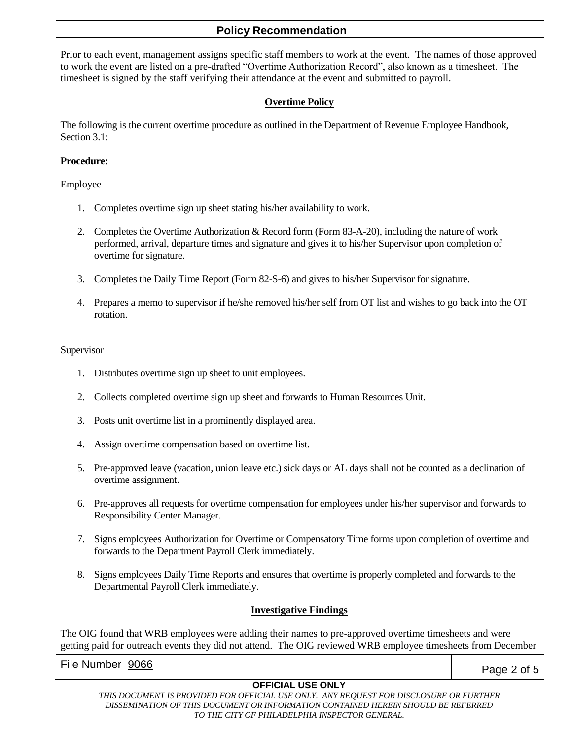## Policy Recommendation

Prior to each event, management assigns specific staff members to work at the event. The names of those approved to work the event are listed on a pre-drafted "Overtime Authorization Record", also known as a timesheet. The timesheet is signed by the staff verifying their attendance at the event and submitted to payroll.

### Overtime Policy

The following is the current overtime procedure as outlined in the Department of Revenue Employee Handbook, Section 3.1:

**Procedure:**

Employee

1. Completes overtime sign up sheet stating his/her availability to work.
2. Completes the Overtime Authorization & Record form (Form 83-A-20), including the nature of work performed, arrival, departure times and signature and gives it to his/her Supervisor upon completion of overtime for signature.
3. Completes the Daily Time Report (Form 82-S-6) and gives to his/her Supervisor for signature.
4. Prepares a memo to supervisor if he/she removed his/her self from OT list and wishes to go back into the OT rotation.

Supervisor

1. Distributes overtime sign up sheet to unit employees.
2. Collects completed overtime sign up sheet and forwards to Human Resources Unit.
3. Posts unit overtime list in a prominently displayed area.
4. Assign overtime compensation based on overtime list.
5. Pre-approved leave (vacation, union leave etc.) sick days or AL days shall not be counted as a declination of overtime assignment.
6. Pre-approves all requests for overtime compensation for employees under his/her supervisor and forwards to Responsibility Center Manager.
7. Signs employees Authorization for Overtime or Compensatory Time forms upon completion of overtime and forwards to the Department Payroll Clerk immediately.
8. Signs employees Daily Time Reports and ensures that overtime is properly completed and forwards to the Departmental Payroll Clerk immediately.

### Investigative Findings

The OIG found that WRB employees were adding their names to pre-approved overtime timesheets and were getting paid for outreach events they did not attend. The OIG reviewed WRB employee timesheets from December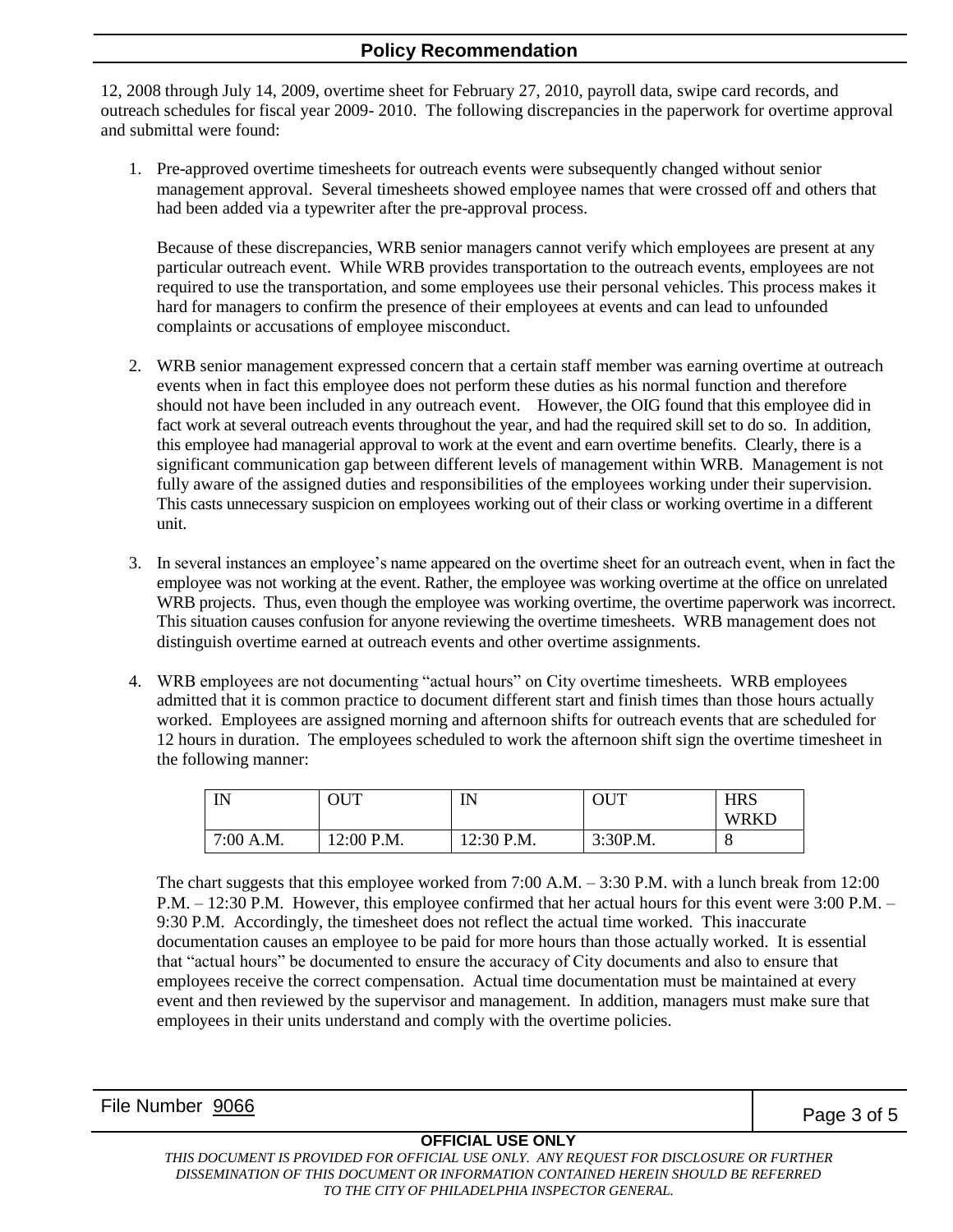12, 2008 through July 14, 2009, overtime sheet for February 27, 2010, payroll data, swipe card records, and outreach schedules for fiscal year 2009- 2010. The following discrepancies in the paperwork for overtime approval and submittal were found:

1. Pre-approved overtime timesheets for outreach events were subsequently changed without senior management approval. Several timesheets showed employee names that were crossed off and others that had been added via a typewriter after the pre-approval process.

   Because of these discrepancies, WRB senior managers cannot verify which employees are present at any particular outreach event. While WRB provides transportation to the outreach events, employees are not required to use the transportation, and some employees use their personal vehicles. This process makes it hard for managers to confirm the presence of their employees at events and can lead to unfounded complaints or accusations of employee misconduct.

2. WRB senior management expressed concern that a certain staff member was earning overtime at outreach events when in fact this employee does not perform these duties as his normal function and therefore should not have been included in any outreach event. However, the OIG found that this employee did in fact work at several outreach events throughout the year, and had the required skill set to do so. In addition, this employee had managerial approval to work at the event and earn overtime benefits. Clearly, there is a significant communication gap between different levels of management within WRB. Management is not fully aware of the assigned duties and responsibilities of the employees working under their supervision. This casts unnecessary suspicion on employees working out of their class or working overtime in a different unit.

3. In several instances an employee's name appeared on the overtime sheet for an outreach event, when in fact the employee was not working at the event. Rather, the employee was working overtime at the office on unrelated WRB projects. Thus, even though the employee was working overtime, the overtime paperwork was incorrect. This situation causes confusion for anyone reviewing the overtime timesheets. WRB management does not distinguish overtime earned at outreach events and other overtime assignments.

4. WRB employees are not documenting "actual hours" on City overtime timesheets. WRB employees admitted that it is common practice to document different start and finish times than those hours actually worked. Employees are assigned morning and afternoon shifts for outreach events that are scheduled for 12 hours in duration. The employees scheduled to work the afternoon shift sign the overtime timesheet in the following manner:

   | IN | OUT | IN | OUT | HRS WRKD |
   |---|---|---|---|---|
   | 7:00 A.M. | 12:00 P.M. | 12:30 P.M. | 3:30P.M. | 8 |

   The chart suggests that this employee worked from 7:00 A.M. – 3:30 P.M. with a lunch break from 12:00 P.M. – 12:30 P.M. However, this employee confirmed that her actual hours for this event were 3:00 P.M. – 9:30 P.M. Accordingly, the timesheet does not reflect the actual time worked. This inaccurate documentation causes an employee to be paid for more hours than those actually worked. It is essential that "actual hours" be documented to ensure the accuracy of City documents and also to ensure that employees receive the correct compensation. Actual time documentation must be maintained at every event and then reviewed by the supervisor and management. In addition, managers must make sure that employees in their units understand and comply with the overtime policies.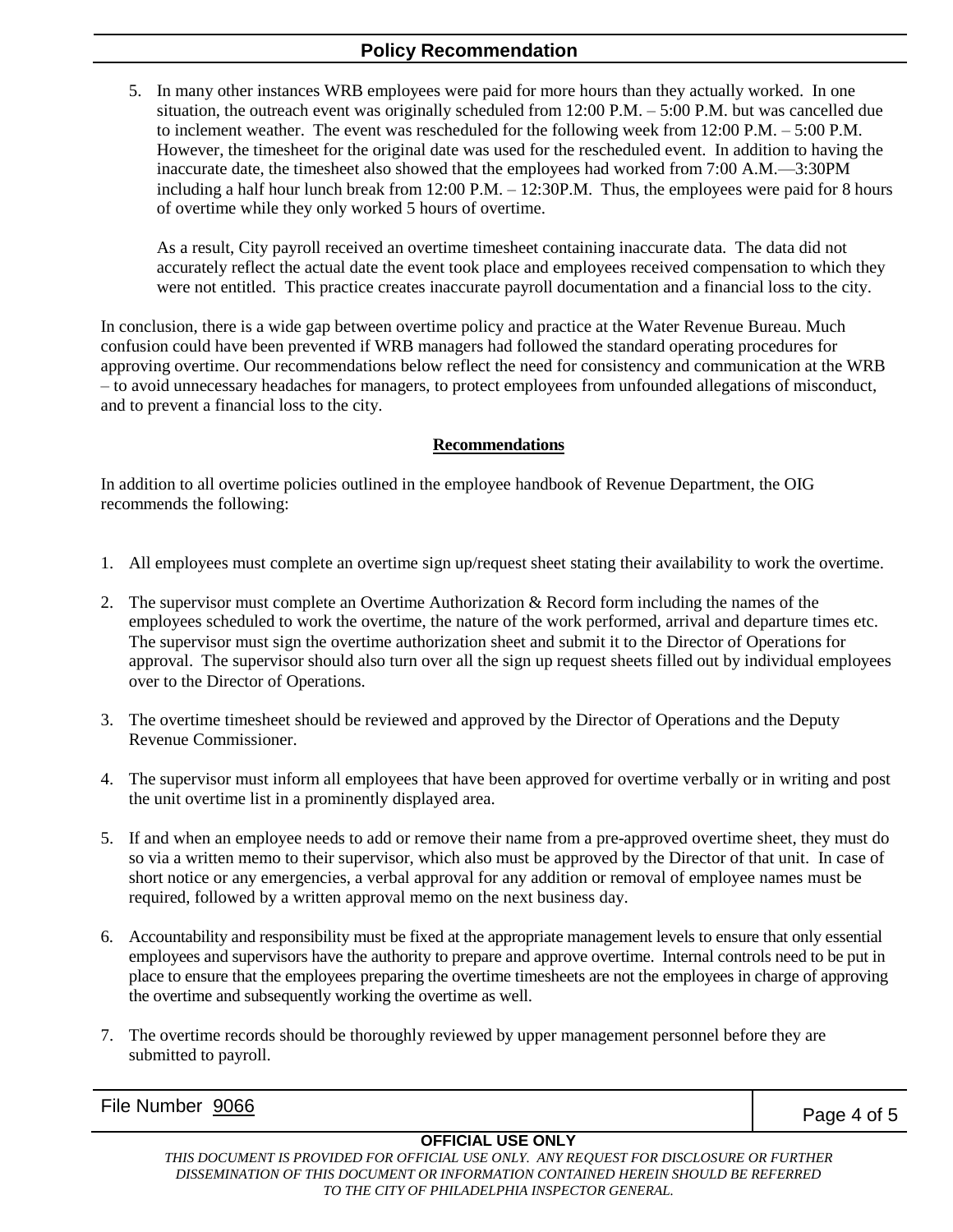## Policy Recommendation

5. In many other instances WRB employees were paid for more hours than they actually worked. In one situation, the outreach event was originally scheduled from 12:00 P.M. – 5:00 P.M. but was cancelled due to inclement weather. The event was rescheduled for the following week from 12:00 P.M. – 5:00 P.M. However, the timesheet for the original date was used for the rescheduled event. In addition to having the inaccurate date, the timesheet also showed that the employees had worked from 7:00 A.M.—3:30PM including a half hour lunch break from 12:00 P.M. – 12:30P.M. Thus, the employees were paid for 8 hours of overtime while they only worked 5 hours of overtime.

   As a result, City payroll received an overtime timesheet containing inaccurate data. The data did not accurately reflect the actual date the event took place and employees received compensation to which they were not entitled. This practice creates inaccurate payroll documentation and a financial loss to the city.

In conclusion, there is a wide gap between overtime policy and practice at the Water Revenue Bureau. Much confusion could have been prevented if WRB managers had followed the standard operating procedures for approving overtime. Our recommendations below reflect the need for consistency and communication at the WRB – to avoid unnecessary headaches for managers, to protect employees from unfounded allegations of misconduct, and to prevent a financial loss to the city.

**Recommendations**

In addition to all overtime policies outlined in the employee handbook of Revenue Department, the OIG recommends the following:

1. All employees must complete an overtime sign up/request sheet stating their availability to work the overtime.
2. The supervisor must complete an Overtime Authorization & Record form including the names of the employees scheduled to work the overtime, the nature of the work performed, arrival and departure times etc. The supervisor must sign the overtime authorization sheet and submit it to the Director of Operations for approval. The supervisor should also turn over all the sign up request sheets filled out by individual employees over to the Director of Operations.
3. The overtime timesheet should be reviewed and approved by the Director of Operations and the Deputy Revenue Commissioner.
4. The supervisor must inform all employees that have been approved for overtime verbally or in writing and post the unit overtime list in a prominently displayed area.
5. If and when an employee needs to add or remove their name from a pre-approved overtime sheet, they must do so via a written memo to their supervisor, which also must be approved by the Director of that unit. In case of short notice or any emergencies, a verbal approval for any addition or removal of employee names must be required, followed by a written approval memo on the next business day.
6. Accountability and responsibility must be fixed at the appropriate management levels to ensure that only essential employees and supervisors have the authority to prepare and approve overtime. Internal controls need to be put in place to ensure that the employees preparing the overtime timesheets are not the employees in charge of approving the overtime and subsequently working the overtime as well.
7. The overtime records should be thoroughly reviewed by upper management personnel before they are submitted to payroll.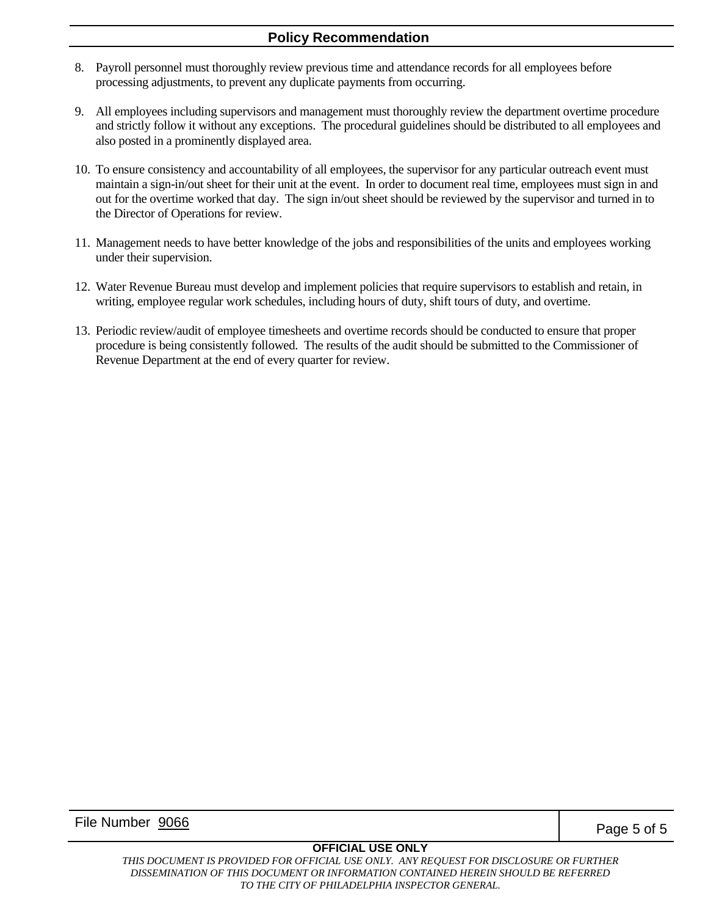## Policy Recommendation

8. Payroll personnel must thoroughly review previous time and attendance records for all employees before processing adjustments, to prevent any duplicate payments from occurring.

9. All employees including supervisors and management must thoroughly review the department overtime procedure and strictly follow it without any exceptions. The procedural guidelines should be distributed to all employees and also posted in a prominently displayed area.

10. To ensure consistency and accountability of all employees, the supervisor for any particular outreach event must maintain a sign-in/out sheet for their unit at the event. In order to document real time, employees must sign in and out for the overtime worked that day. The sign in/out sheet should be reviewed by the supervisor and turned in to the Director of Operations for review.

11. Management needs to have better knowledge of the jobs and responsibilities of the units and employees working under their supervision.

12. Water Revenue Bureau must develop and implement policies that require supervisors to establish and retain, in writing, employee regular work schedules, including hours of duty, shift tours of duty, and overtime.

13. Periodic review/audit of employee timesheets and overtime records should be conducted to ensure that proper procedure is being consistently followed. The results of the audit should be submitted to the Commissioner of Revenue Department at the end of every quarter for review.